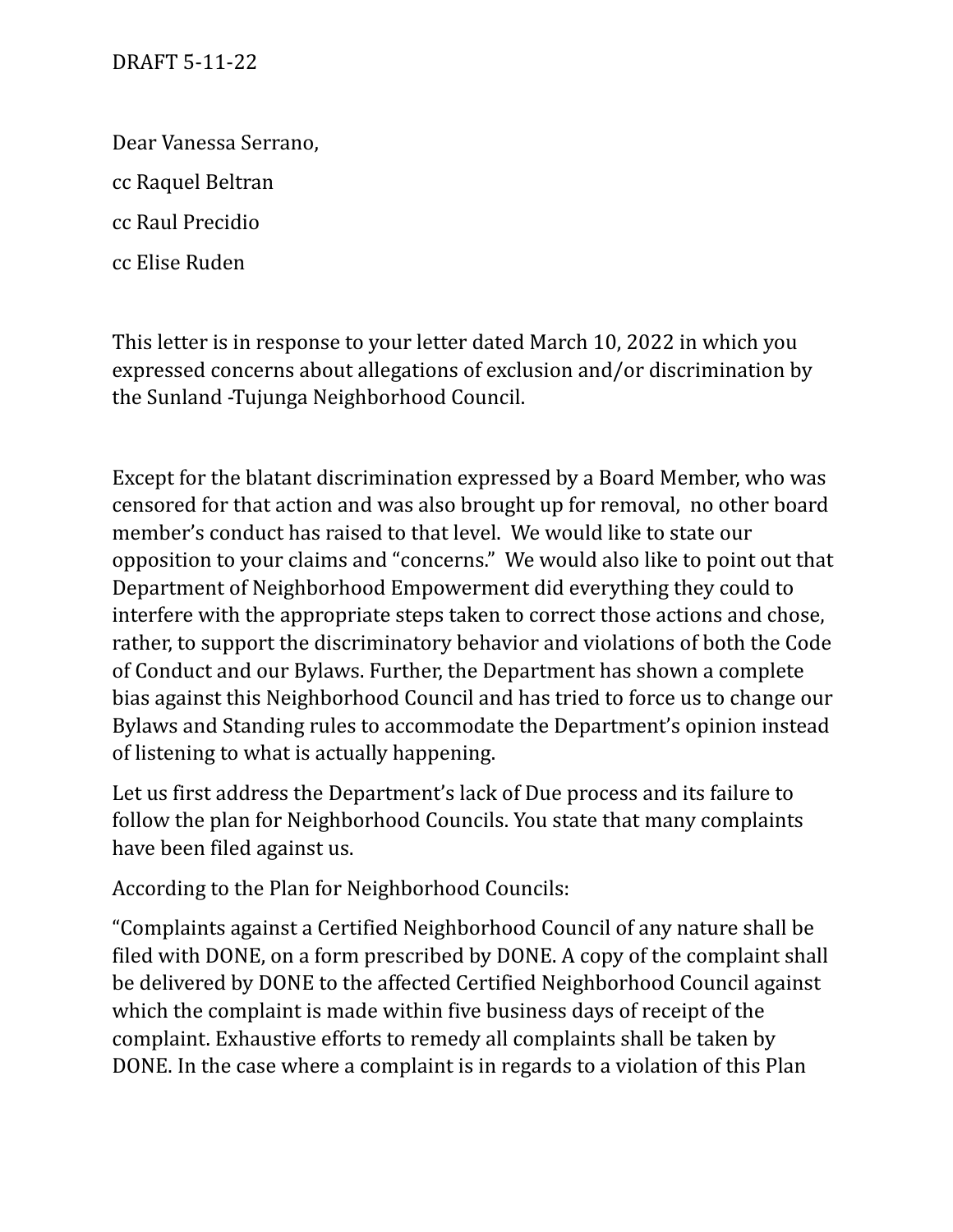DRAFT 5-11-22

Dear Vanessa Serrano,

cc Raquel Beltran

cc Raul Precidio

cc Elise Ruden

This letter is in response to your letter dated March 10, 2022 in which you expressed concerns about allegations of exclusion and/or discrimination by the Sunland -Tujunga Neighborhood Council.

Except for the blatant discrimination expressed by a Board Member, who was censored for that action and was also brought up for removal, no other board member's conduct has raised to that level. We would like to state our opposition to your claims and "concerns." We would also like to point out that Department of Neighborhood Empowerment did everything they could to interfere with the appropriate steps taken to correct those actions and chose, rather, to support the discriminatory behavior and violations of both the Code of Conduct and our Bylaws. Further, the Department has shown a complete bias against this Neighborhood Council and has tried to force us to change our Bylaws and Standing rules to accommodate the Department's opinion instead of listening to what is actually happening.

Let us first address the Department's lack of Due process and its failure to follow the plan for Neighborhood Councils. You state that many complaints have been filed against us.

According to the Plan for Neighborhood Councils:

"Complaints against a Certified Neighborhood Council of any nature shall be filed with DONE, on a form prescribed by DONE. A copy of the complaint shall be delivered by DONE to the affected Certified Neighborhood Council against which the complaint is made within five business days of receipt of the complaint. Exhaustive efforts to remedy all complaints shall be taken by DONE. In the case where a complaint is in regards to a violation of this Plan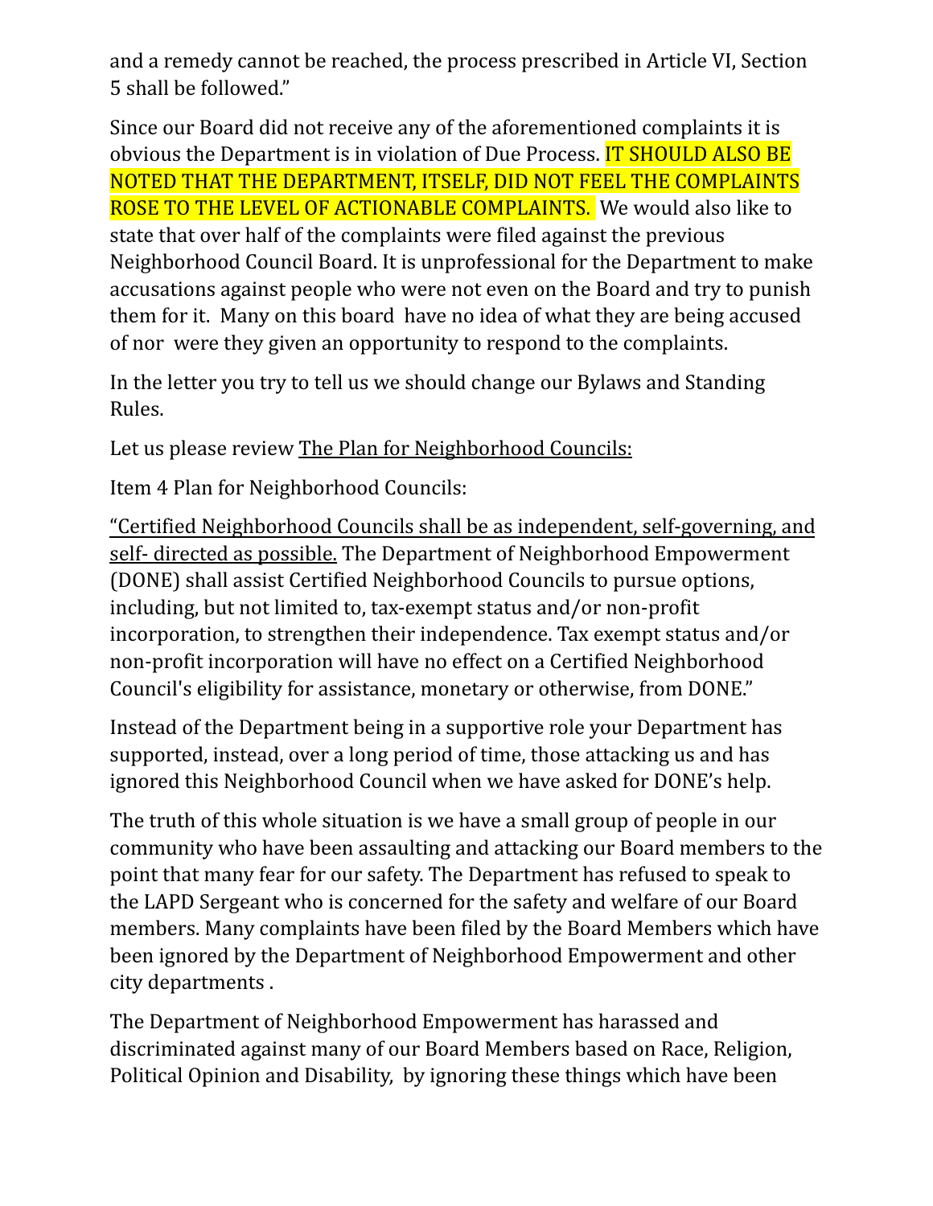and a remedy cannot be reached, the process prescribed in Article VI, Section 5 shall be followed."

Since our Board did not receive any of the aforementioned complaints it is obvious the Department is in violation of Due Process. IT SHOULD ALSO BE NOTED THAT THE DEPARTMENT, ITSELF, DID NOT FEEL THE COMPLAINTS ROSE TO THE LEVEL OF ACTIONABLE COMPLAINTS. We would also like to state that over half of the complaints were filed against the previous Neighborhood Council Board. It is unprofessional for the Department to make accusations against people who were not even on the Board and try to punish them for it. Many on this board have no idea of what they are being accused of nor were they given an opportunity to respond to the complaints.

In the letter you try to tell us we should change our Bylaws and Standing Rules.

Let us please review The Plan for Neighborhood Councils:

Item 4 Plan for Neighborhood Councils:

"Certified Neighborhood Councils shall be as independent, self-governing, and self- directed as possible. The Department of Neighborhood Empowerment (DONE) shall assist Certified Neighborhood Councils to pursue options, including, but not limited to, tax-exempt status and/or non-profit incorporation, to strengthen their independence. Tax exempt status and/or non-profit incorporation will have no effect on a Certified Neighborhood Council's eligibility for assistance, monetary or otherwise, from DONE."

Instead of the Department being in a supportive role your Department has supported, instead, over a long period of time, those attacking us and has ignored this Neighborhood Council when we have asked for DONE's help.

The truth of this whole situation is we have a small group of people in our community who have been assaulting and attacking our Board members to the point that many fear for our safety. The Department has refused to speak to the LAPD Sergeant who is concerned for the safety and welfare of our Board members. Many complaints have been filed by the Board Members which have been ignored by the Department of Neighborhood Empowerment and other city departments .

The Department of Neighborhood Empowerment has harassed and discriminated against many of our Board Members based on Race, Religion, Political Opinion and Disability, by ignoring these things which have been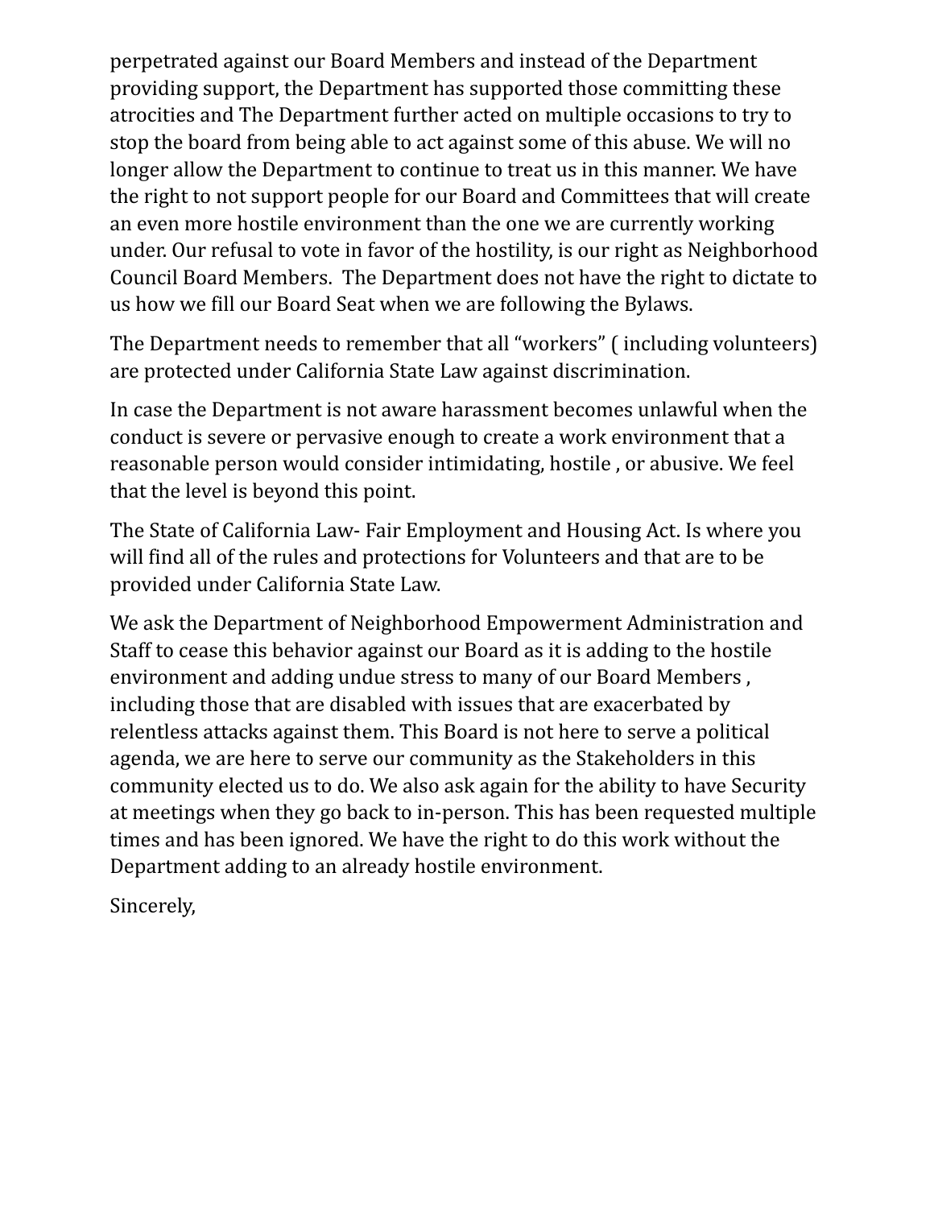perpetrated against our Board Members and instead of the Department providing support, the Department has supported those committing these atrocities and The Department further acted on multiple occasions to try to stop the board from being able to act against some of this abuse. We will no longer allow the Department to continue to treat us in this manner. We have the right to not support people for our Board and Committees that will create an even more hostile environment than the one we are currently working under. Our refusal to vote in favor of the hostility, is our right as Neighborhood Council Board Members. The Department does not have the right to dictate to us how we fill our Board Seat when we are following the Bylaws.

The Department needs to remember that all "workers" ( including volunteers) are protected under California State Law against discrimination.

In case the Department is not aware harassment becomes unlawful when the conduct is severe or pervasive enough to create a work environment that a reasonable person would consider intimidating, hostile , or abusive. We feel that the level is beyond this point.

The State of California Law- Fair Employment and Housing Act. Is where you will find all of the rules and protections for Volunteers and that are to be provided under California State Law.

We ask the Department of Neighborhood Empowerment Administration and Staff to cease this behavior against our Board as it is adding to the hostile environment and adding undue stress to many of our Board Members , including those that are disabled with issues that are exacerbated by relentless attacks against them. This Board is not here to serve a political agenda, we are here to serve our community as the Stakeholders in this community elected us to do. We also ask again for the ability to have Security at meetings when they go back to in-person. This has been requested multiple times and has been ignored. We have the right to do this work without the Department adding to an already hostile environment.

Sincerely,